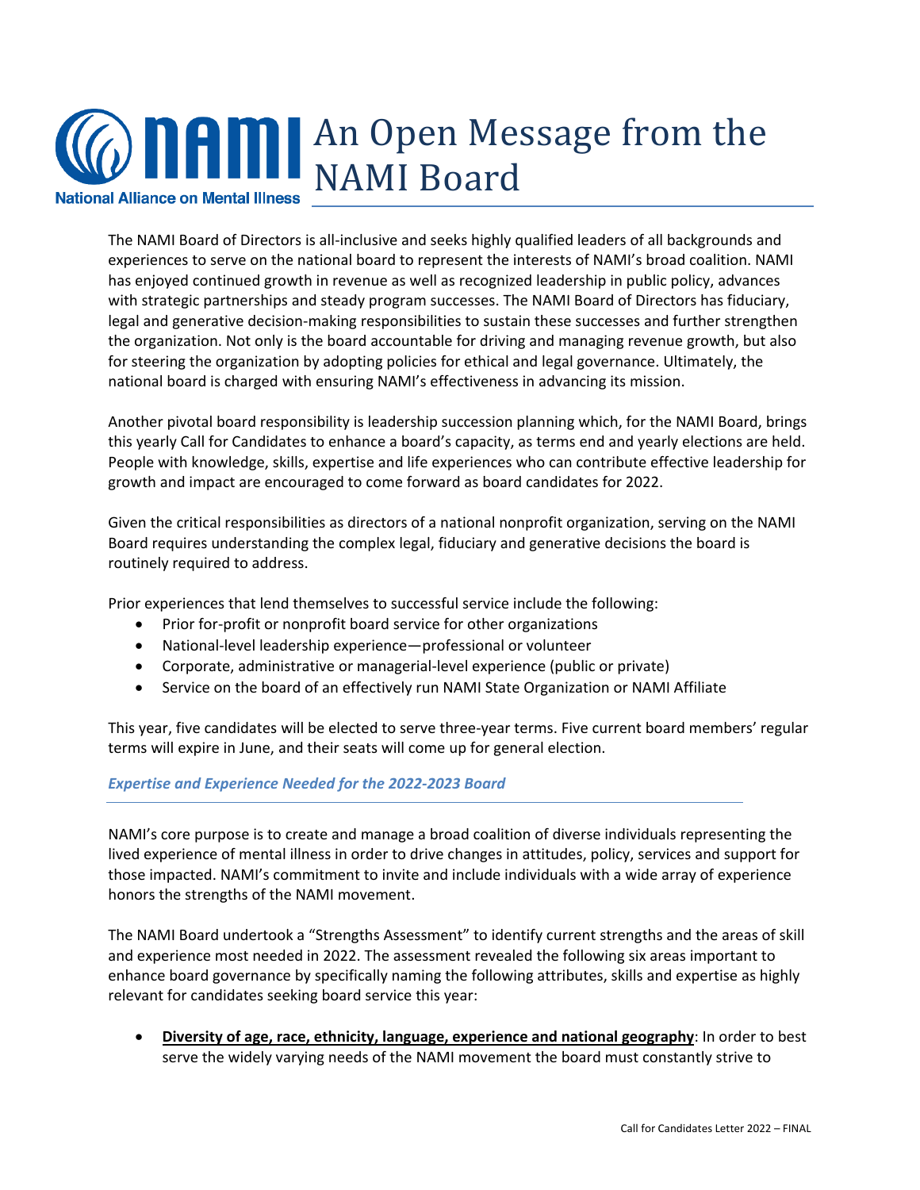# An Open Message from the NAMI Board

The NAMI Board of Directors is all-inclusive and seeks highly qualified leaders of all backgrounds and experiences to serve on the national board to represent the interests of NAMI's broad coalition. NAMI has enjoyed continued growth in revenue as well as recognized leadership in public policy, advances with strategic partnerships and steady program successes. The NAMI Board of Directors has fiduciary, legal and generative decision-making responsibilities to sustain these successes and further strengthen the organization. Not only is the board accountable for driving and managing revenue growth, but also for steering the organization by adopting policies for ethical and legal governance. Ultimately, the national board is charged with ensuring NAMI's effectiveness in advancing its mission.

Another pivotal board responsibility is leadership succession planning which, for the NAMI Board, brings this yearly Call for Candidates to enhance a board's capacity, as terms end and yearly elections are held. People with knowledge, skills, expertise and life experiences who can contribute effective leadership for growth and impact are encouraged to come forward as board candidates for 2022.

Given the critical responsibilities as directors of a national nonprofit organization, serving on the NAMI Board requires understanding the complex legal, fiduciary and generative decisions the board is routinely required to address.

Prior experiences that lend themselves to successful service include the following:

- Prior for-profit or nonprofit board service for other organizations
- National-level leadership experience—professional or volunteer
- Corporate, administrative or managerial-level experience (public or private)
- Service on the board of an effectively run NAMI State Organization or NAMI Affiliate

This year, five candidates will be elected to serve three-year terms. Five current board members' regular terms will expire in June, and their seats will come up for general election.

### *Expertise and Experience Needed for the 2022-2023 Board*

NAMI's core purpose is to create and manage a broad coalition of diverse individuals representing the lived experience of mental illness in order to drive changes in attitudes, policy, services and support for those impacted. NAMI's commitment to invite and include individuals with a wide array of experience honors the strengths of the NAMI movement.

The NAMI Board undertook a "Strengths Assessment" to identify current strengths and the areas of skill and experience most needed in 2022. The assessment revealed the following six areas important to enhance board governance by specifically naming the following attributes, skills and expertise as highly relevant for candidates seeking board service this year:

- **Diversity of age, race, ethnicity, language, experience and national geography**: In order to best serve the widely varying needs of the NAMI movement the board must constantly strive to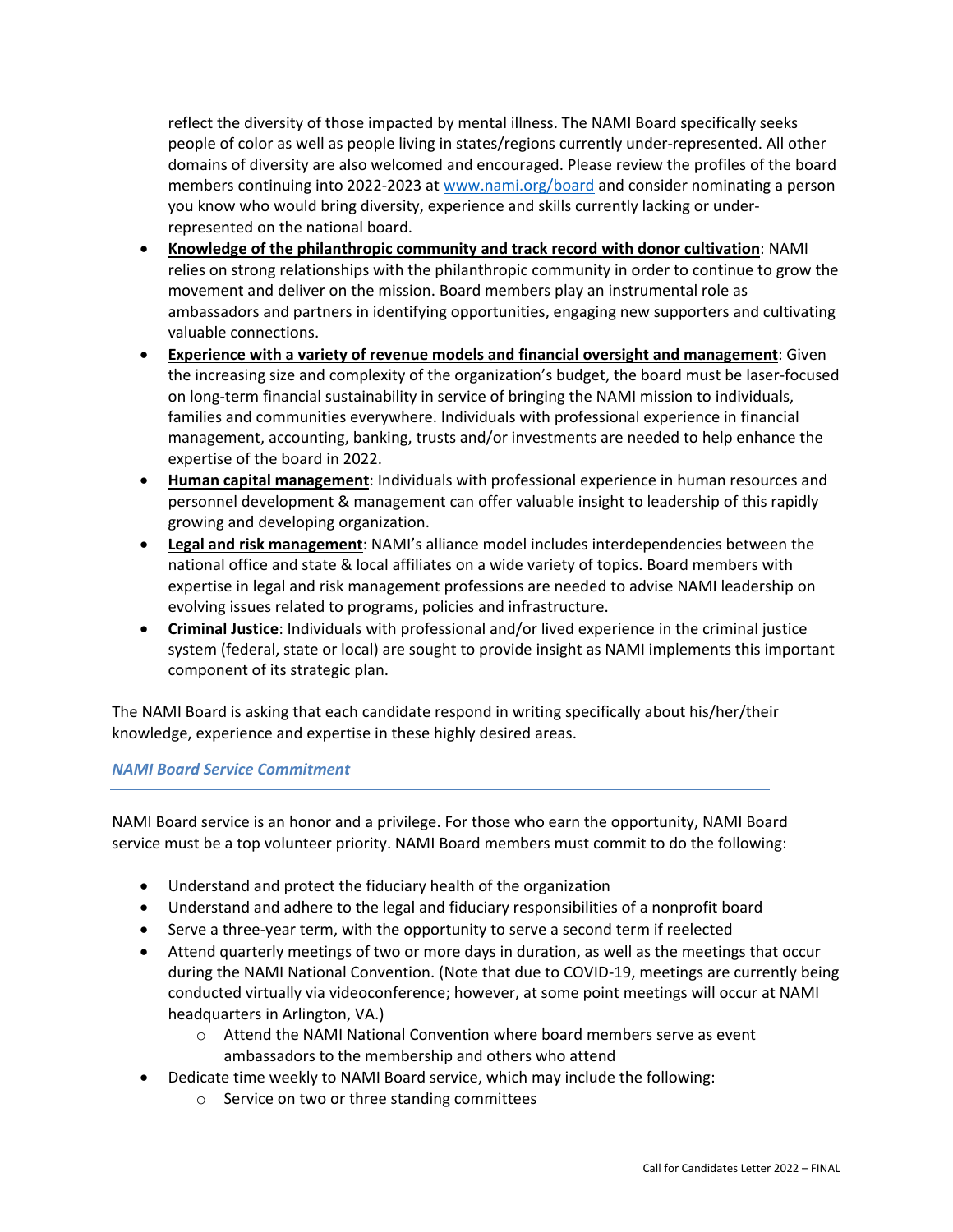reflect the diversity of those impacted by mental illness. The NAMI Board specifically seeks people of color as well as people living in states/regions currently under-represented. All other domains of diversity are also welcomed and encouraged. Please review the profiles of the board members continuing into 2022-2023 at [www.nami.org/board](http://www.nami.org/board) and consider nominating a person you know who would bring diversity, experience and skills currently lacking or under-represented on the national board.

- **Knowledge of the philanthropic community and track record with donor cultivation**: NAMI relies on strong relationships with the philanthropic community in order to continue to grow the movement and deliver on the mission. Board members play an instrumental role as ambassadors and partners in identifying opportunities, engaging new supporters and cultivating valuable connections.
- **Experience with a variety of revenue models and financial oversight and management**: Given the increasing size and complexity of the organization's budget, the board must be laser-focused on long-term financial sustainability in service of bringing the NAMI mission to individuals, families and communities everywhere. Individuals with professional experience in financial management, accounting, banking, trusts and/or investments are needed to help enhance the expertise of the board in 2022.
- **Human capital management**: Individuals with professional experience in human resources and personnel development & management can offer valuable insight to leadership of this rapidly growing and developing organization.
- **Legal and risk management**: NAMI's alliance model includes interdependencies between the national office and state & local affiliates on a wide variety of topics. Board members with expertise in legal and risk management professions are needed to advise NAMI leadership on evolving issues related to programs, policies and infrastructure.
- **Criminal Justice**: Individuals with professional and/or lived experience in the criminal justice system (federal, state or local) are sought to provide insight as NAMI implements this important component of its strategic plan.

The NAMI Board is asking that each candidate respond in writing specifically about his/her/their knowledge, experience and expertise in these highly desired areas.

### *NAMI Board Service Commitment*

NAMI Board service is an honor and a privilege. For those who earn the opportunity, NAMI Board service must be a top volunteer priority. NAMI Board members must commit to do the following:

- Understand and protect the fiduciary health of the organization
- Understand and adhere to the legal and fiduciary responsibilities of a nonprofit board
- Serve a three-year term, with the opportunity to serve a second term if reelected
- Attend quarterly meetings of two or more days in duration, as well as the meetings that occur during the NAMI National Convention. (Note that due to COVID-19, meetings are currently being conducted virtually via videoconference; however, at some point meetings will occur at NAMI headquarters in Arlington, VA.)
  - Attend the NAMI National Convention where board members serve as event ambassadors to the membership and others who attend
- Dedicate time weekly to NAMI Board service, which may include the following:
  - Service on two or three standing committees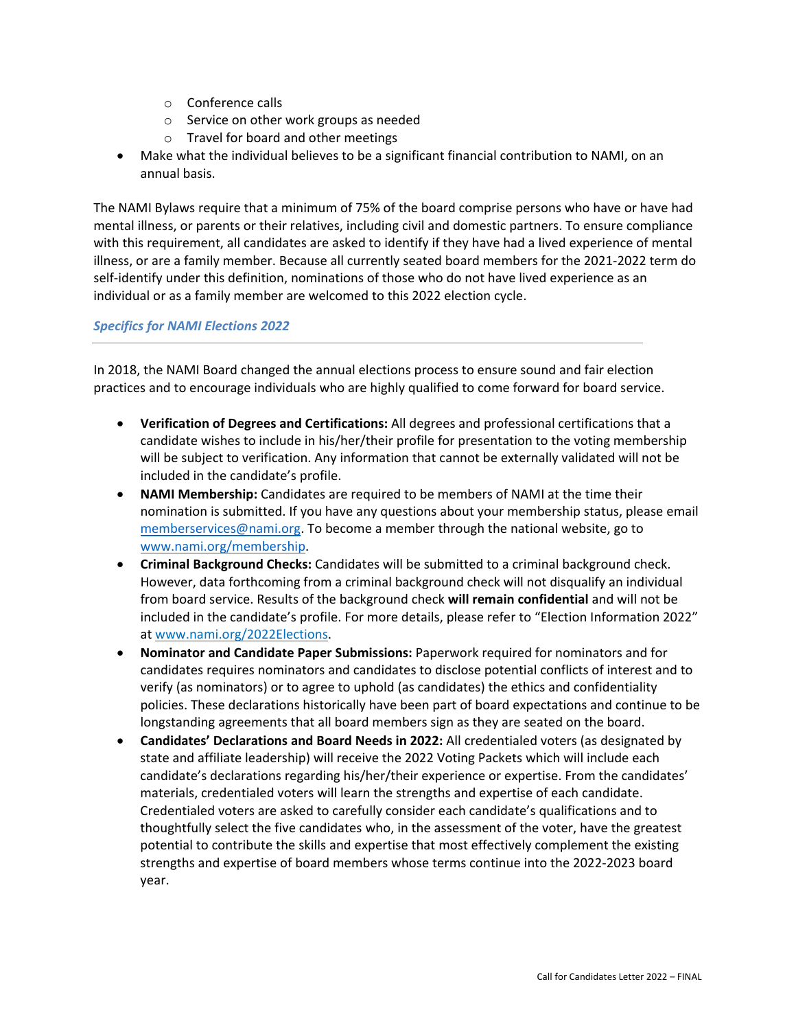- Conference calls
    - Service on other work groups as needed
    - Travel for board and other meetings
- Make what the individual believes to be a significant financial contribution to NAMI, on an annual basis.

The NAMI Bylaws require that a minimum of 75% of the board comprise persons who have or have had mental illness, or parents or their relatives, including civil and domestic partners. To ensure compliance with this requirement, all candidates are asked to identify if they have had a lived experience of mental illness, or are a family member. Because all currently seated board members for the 2021-2022 term do self-identify under this definition, nominations of those who do not have lived experience as an individual or as a family member are welcomed to this 2022 election cycle.

### *Specifics for NAMI Elections 2022*

In 2018, the NAMI Board changed the annual elections process to ensure sound and fair election practices and to encourage individuals who are highly qualified to come forward for board service.

- **Verification of Degrees and Certifications:** All degrees and professional certifications that a candidate wishes to include in his/her/their profile for presentation to the voting membership will be subject to verification. Any information that cannot be externally validated will not be included in the candidate's profile.
- **NAMI Membership:** Candidates are required to be members of NAMI at the time their nomination is submitted. If you have any questions about your membership status, please email [memberservices@nami.org](mailto:memberservices@nami.org). To become a member through the national website, go to [www.nami.org/membership](http://www.nami.org/membership).
- **Criminal Background Checks:** Candidates will be submitted to a criminal background check. However, data forthcoming from a criminal background check will not disqualify an individual from board service. Results of the background check **will remain confidential** and will not be included in the candidate's profile. For more details, please refer to "Election Information 2022" at [www.nami.org/2022Elections](http://www.nami.org/2022Elections).
- **Nominator and Candidate Paper Submissions:** Paperwork required for nominators and for candidates requires nominators and candidates to disclose potential conflicts of interest and to verify (as nominators) or to agree to uphold (as candidates) the ethics and confidentiality policies. These declarations historically have been part of board expectations and continue to be longstanding agreements that all board members sign as they are seated on the board.
- **Candidates' Declarations and Board Needs in 2022:** All credentialed voters (as designated by state and affiliate leadership) will receive the 2022 Voting Packets which will include each candidate's declarations regarding his/her/their experience or expertise. From the candidates' materials, credentialed voters will learn the strengths and expertise of each candidate. Credentialed voters are asked to carefully consider each candidate's qualifications and to thoughtfully select the five candidates who, in the assessment of the voter, have the greatest potential to contribute the skills and expertise that most effectively complement the existing strengths and expertise of board members whose terms continue into the 2022-2023 board year.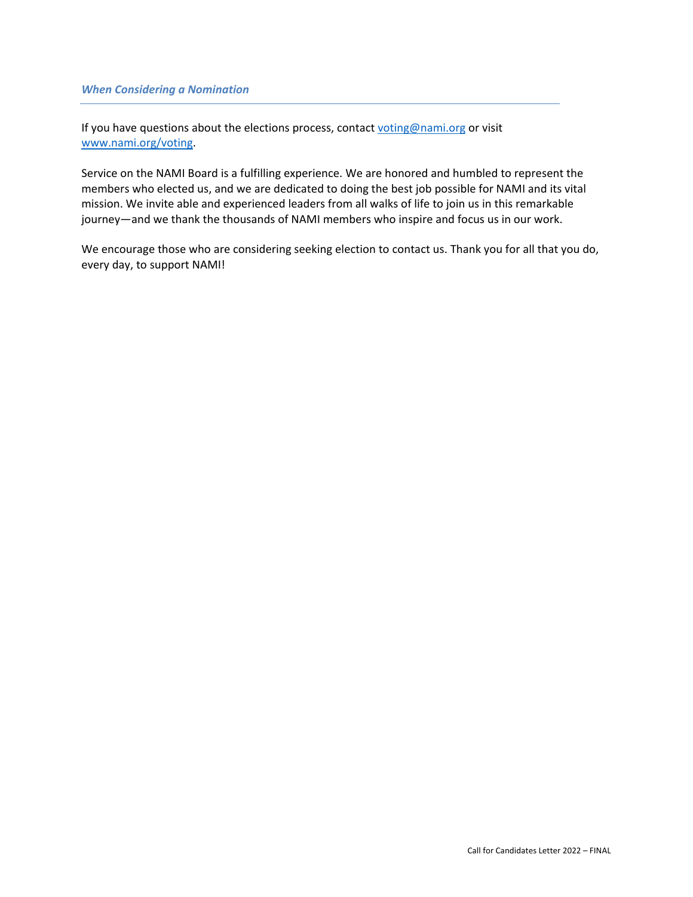### *When Considering a Nomination*

If you have questions about the elections process, contact [voting@nami.org](mailto:voting@nami.org) or visit [www.nami.org/voting](http://www.nami.org/voting).

Service on the NAMI Board is a fulfilling experience. We are honored and humbled to represent the members who elected us, and we are dedicated to doing the best job possible for NAMI and its vital mission. We invite able and experienced leaders from all walks of life to join us in this remarkable journey—and we thank the thousands of NAMI members who inspire and focus us in our work.

We encourage those who are considering seeking election to contact us. Thank you for all that you do, every day, to support NAMI!